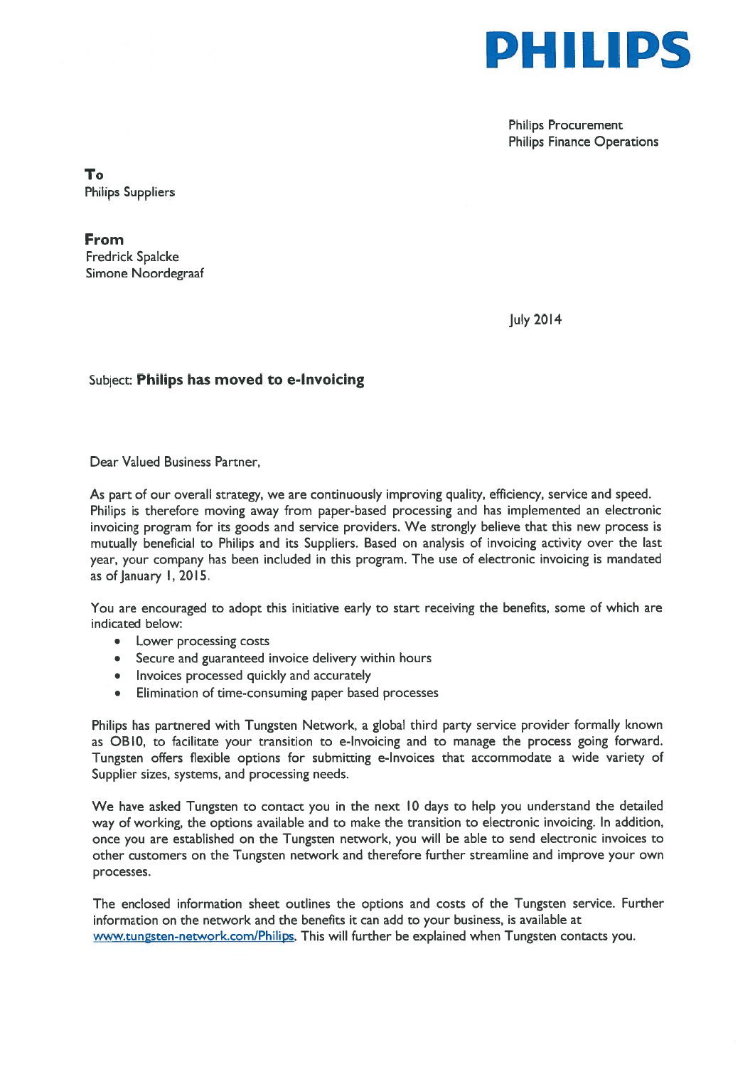# PHILIPS

Philips Procurement
Philips Finance Operations

**To**
Philips Suppliers

**From**
Fredrick Spalcke
Simone Noordegraaf

July 2014

Subject: **Philips has moved to e-Invoicing**

Dear Valued Business Partner,

As part of our overall strategy, we are continuously improving quality, efficiency, service and speed. Philips is therefore moving away from paper-based processing and has implemented an electronic invoicing program for its goods and service providers. We strongly believe that this new process is mutually beneficial to Philips and its Suppliers. Based on analysis of invoicing activity over the last year, your company has been included in this program. The use of electronic invoicing is mandated as of January 1, 2015.

You are encouraged to adopt this initiative early to start receiving the benefits, some of which are indicated below:

- Lower processing costs
- Secure and guaranteed invoice delivery within hours
- Invoices processed quickly and accurately
- Elimination of time-consuming paper based processes

Philips has partnered with Tungsten Network, a global third party service provider formally known as OB10, to facilitate your transition to e-Invoicing and to manage the process going forward. Tungsten offers flexible options for submitting e-Invoices that accommodate a wide variety of Supplier sizes, systems, and processing needs.

We have asked Tungsten to contact you in the next 10 days to help you understand the detailed way of working, the options available and to make the transition to electronic invoicing. In addition, once you are established on the Tungsten network, you will be able to send electronic invoices to other customers on the Tungsten network and therefore further streamline and improve your own processes.

The enclosed information sheet outlines the options and costs of the Tungsten service. Further information on the network and the benefits it can add to your business, is available at www.tungsten-network.com/Philips. This will further be explained when Tungsten contacts you.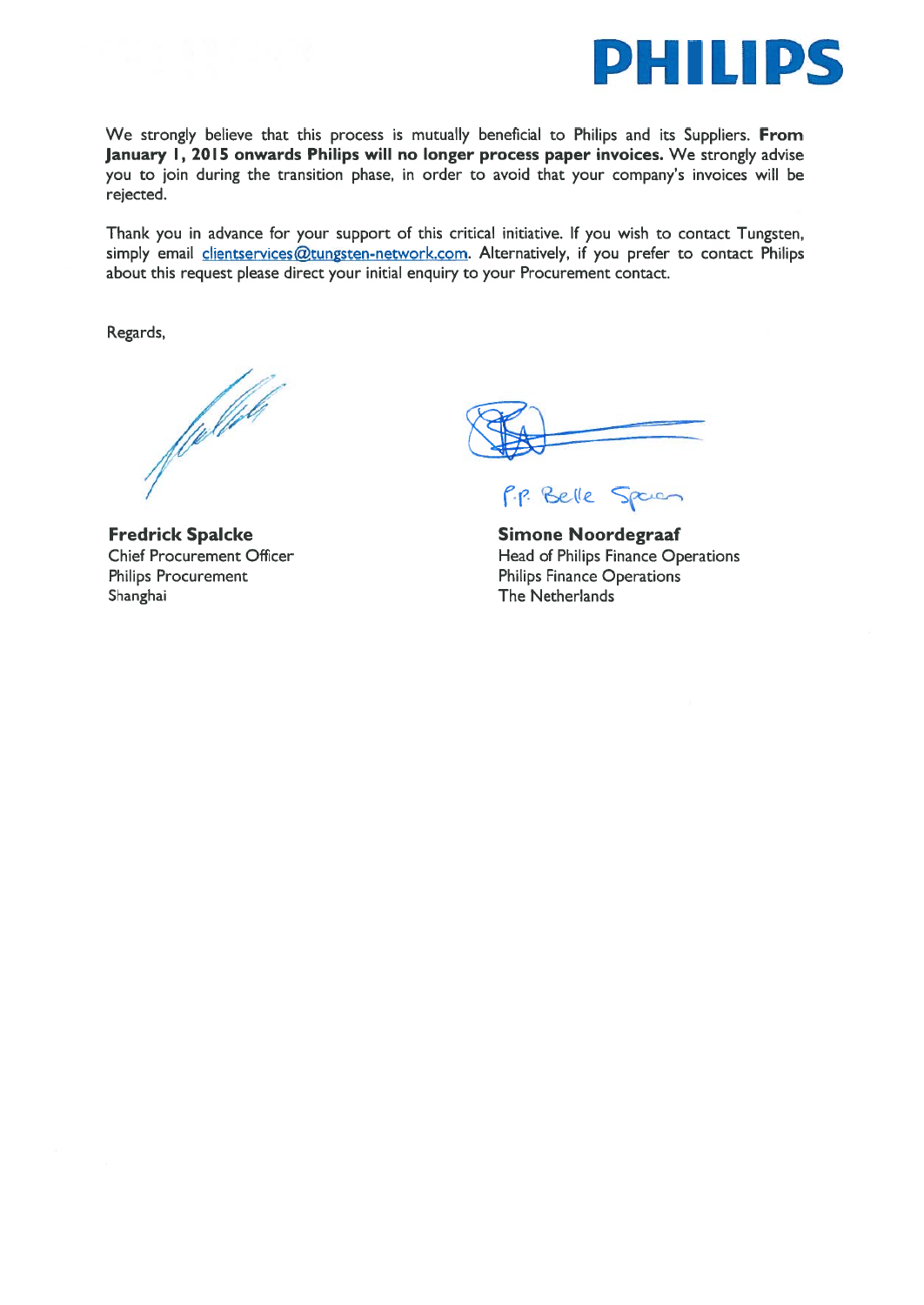We strongly believe that this process is mutually beneficial to Philips and its Suppliers. **From January 1, 2015 onwards Philips will no longer process paper invoices.** We strongly advise you to join during the transition phase, in order to avoid that your company's invoices will be rejected.

Thank you in advance for your support of this critical initiative. If you wish to contact Tungsten, simply email clientservices@tungsten-network.com. Alternatively, if you prefer to contact Philips about this request please direct your initial enquiry to your Procurement contact.

Regards,

P.P. Belle Spaan

**Fredrick Spalcke**
Chief Procurement Officer
Philips Procurement
Shanghai

**Simone Noordegraaf**
Head of Philips Finance Operations
Philips Finance Operations
The Netherlands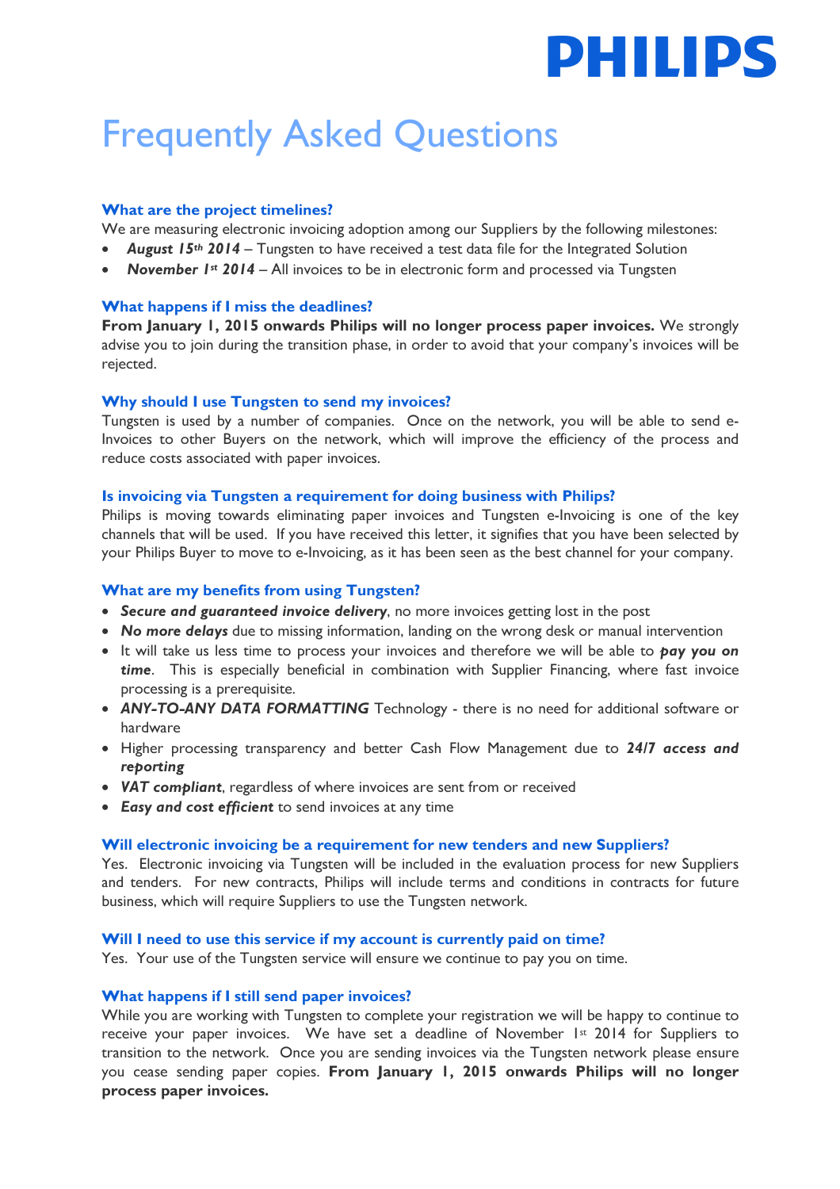# Frequently Asked Questions

### What are the project timelines?

We are measuring electronic invoicing adoption among our Suppliers by the following milestones:

- ***August 15th 2014*** – Tungsten to have received a test data file for the Integrated Solution
- ***November 1st 2014*** – All invoices to be in electronic form and processed via Tungsten

### What happens if I miss the deadlines?

**From January 1, 2015 onwards Philips will no longer process paper invoices.** We strongly advise you to join during the transition phase, in order to avoid that your company's invoices will be rejected.

### Why should I use Tungsten to send my invoices?

Tungsten is used by a number of companies. Once on the network, you will be able to send e-Invoices to other Buyers on the network, which will improve the efficiency of the process and reduce costs associated with paper invoices.

### Is invoicing via Tungsten a requirement for doing business with Philips?

Philips is moving towards eliminating paper invoices and Tungsten e-Invoicing is one of the key channels that will be used. If you have received this letter, it signifies that you have been selected by your Philips Buyer to move to e-Invoicing, as it has been seen as the best channel for your company.

### What are my benefits from using Tungsten?

- ***Secure and guaranteed invoice delivery***, no more invoices getting lost in the post
- ***No more delays*** due to missing information, landing on the wrong desk or manual intervention
- It will take us less time to process your invoices and therefore we will be able to ***pay you on time***. This is especially beneficial in combination with Supplier Financing, where fast invoice processing is a prerequisite.
- ***ANY-TO-ANY DATA FORMATTING*** Technology - there is no need for additional software or hardware
- Higher processing transparency and better Cash Flow Management due to ***24/7 access and reporting***
- ***VAT compliant***, regardless of where invoices are sent from or received
- ***Easy and cost efficient*** to send invoices at any time

### Will electronic invoicing be a requirement for new tenders and new Suppliers?

Yes. Electronic invoicing via Tungsten will be included in the evaluation process for new Suppliers and tenders. For new contracts, Philips will include terms and conditions in contracts for future business, which will require Suppliers to use the Tungsten network.

### Will I need to use this service if my account is currently paid on time?

Yes. Your use of the Tungsten service will ensure we continue to pay you on time.

### What happens if I still send paper invoices?

While you are working with Tungsten to complete your registration we will be happy to continue to receive your paper invoices. We have set a deadline of November 1st 2014 for Suppliers to transition to the network. Once you are sending invoices via the Tungsten network please ensure you cease sending paper copies. **From January 1, 2015 onwards Philips will no longer process paper invoices.**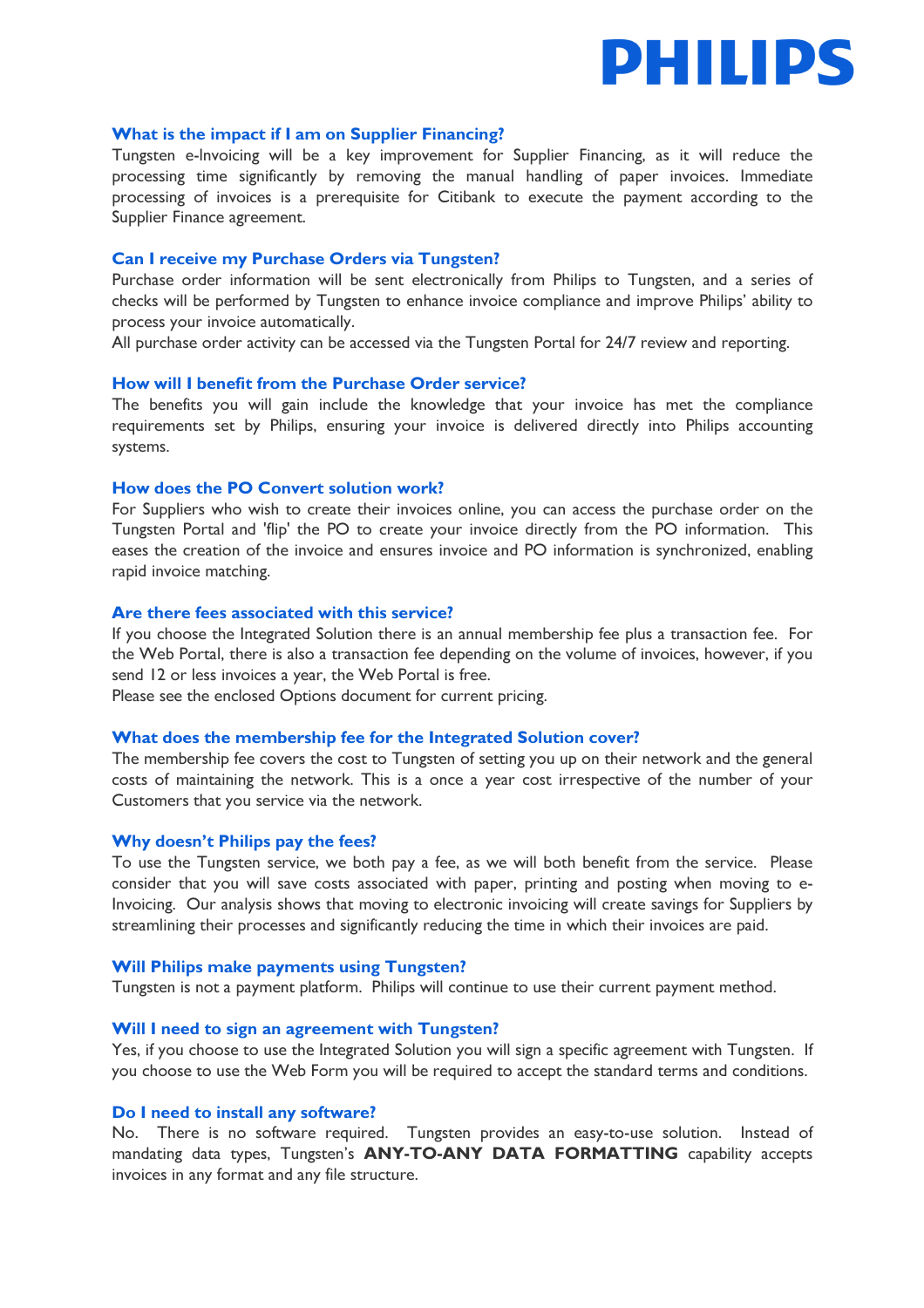### What is the impact if I am on Supplier Financing?

Tungsten e-Invoicing will be a key improvement for Supplier Financing, as it will reduce the processing time significantly by removing the manual handling of paper invoices. Immediate processing of invoices is a prerequisite for Citibank to execute the payment according to the Supplier Finance agreement.

### Can I receive my Purchase Orders via Tungsten?

Purchase order information will be sent electronically from Philips to Tungsten, and a series of checks will be performed by Tungsten to enhance invoice compliance and improve Philips' ability to process your invoice automatically.

All purchase order activity can be accessed via the Tungsten Portal for 24/7 review and reporting.

### How will I benefit from the Purchase Order service?

The benefits you will gain include the knowledge that your invoice has met the compliance requirements set by Philips, ensuring your invoice is delivered directly into Philips accounting systems.

### How does the PO Convert solution work?

For Suppliers who wish to create their invoices online, you can access the purchase order on the Tungsten Portal and 'flip' the PO to create your invoice directly from the PO information. This eases the creation of the invoice and ensures invoice and PO information is synchronized, enabling rapid invoice matching.

### Are there fees associated with this service?

If you choose the Integrated Solution there is an annual membership fee plus a transaction fee. For the Web Portal, there is also a transaction fee depending on the volume of invoices, however, if you send 12 or less invoices a year, the Web Portal is free.

Please see the enclosed Options document for current pricing.

### What does the membership fee for the Integrated Solution cover?

The membership fee covers the cost to Tungsten of setting you up on their network and the general costs of maintaining the network. This is a once a year cost irrespective of the number of your Customers that you service via the network.

### Why doesn't Philips pay the fees?

To use the Tungsten service, we both pay a fee, as we will both benefit from the service. Please consider that you will save costs associated with paper, printing and posting when moving to e-Invoicing. Our analysis shows that moving to electronic invoicing will create savings for Suppliers by streamlining their processes and significantly reducing the time in which their invoices are paid.

### Will Philips make payments using Tungsten?

Tungsten is not a payment platform. Philips will continue to use their current payment method.

### Will I need to sign an agreement with Tungsten?

Yes, if you choose to use the Integrated Solution you will sign a specific agreement with Tungsten. If you choose to use the Web Form you will be required to accept the standard terms and conditions.

### Do I need to install any software?

No. There is no software required. Tungsten provides an easy-to-use solution. Instead of mandating data types, Tungsten's **ANY-TO-ANY DATA FORMATTING** capability accepts invoices in any format and any file structure.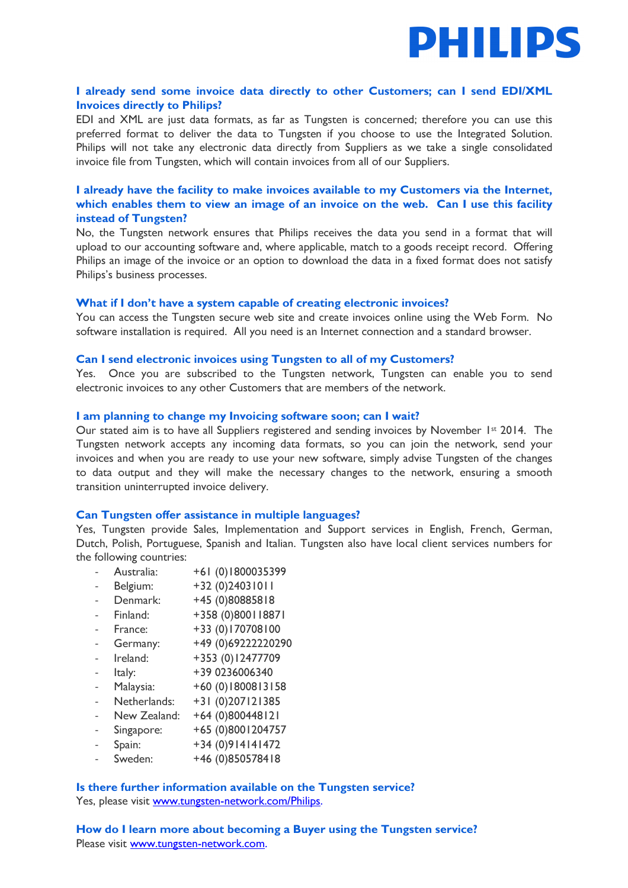**I already send some invoice data directly to other Customers; can I send EDI/XML Invoices directly to Philips?**

EDI and XML are just data formats, as far as Tungsten is concerned; therefore you can use this preferred format to deliver the data to Tungsten if you choose to use the Integrated Solution. Philips will not take any electronic data directly from Suppliers as we take a single consolidated invoice file from Tungsten, which will contain invoices from all of our Suppliers.

**I already have the facility to make invoices available to my Customers via the Internet, which enables them to view an image of an invoice on the web. Can I use this facility instead of Tungsten?**

No, the Tungsten network ensures that Philips receives the data you send in a format that will upload to our accounting software and, where applicable, match to a goods receipt record. Offering Philips an image of the invoice or an option to download the data in a fixed format does not satisfy Philips's business processes.

**What if I don't have a system capable of creating electronic invoices?**

You can access the Tungsten secure web site and create invoices online using the Web Form. No software installation is required. All you need is an Internet connection and a standard browser.

**Can I send electronic invoices using Tungsten to all of my Customers?**

Yes. Once you are subscribed to the Tungsten network, Tungsten can enable you to send electronic invoices to any other Customers that are members of the network.

**I am planning to change my Invoicing software soon; can I wait?**

Our stated aim is to have all Suppliers registered and sending invoices by November 1st 2014. The Tungsten network accepts any incoming data formats, so you can join the network, send your invoices and when you are ready to use your new software, simply advise Tungsten of the changes to data output and they will make the necessary changes to the network, ensuring a smooth transition uninterrupted invoice delivery.

**Can Tungsten offer assistance in multiple languages?**

Yes, Tungsten provide Sales, Implementation and Support services in English, French, German, Dutch, Polish, Portuguese, Spanish and Italian. Tungsten also have local client services numbers for the following countries:

- Australia: +61 (0)1800035399
- Belgium: +32 (0)24031011
- Denmark: +45 (0)80885818
- Finland: +358 (0)800118871
- France: +33 (0)170708100
- Germany: +49 (0)69222220290
- Ireland: +353 (0)12477709
- Italy: +39 0236006340
- Malaysia: +60 (0)1800813158
- Netherlands: +31 (0)207121385
- New Zealand: +64 (0)800448121
- Singapore: +65 (0)8001204757
- Spain: +34 (0)914141472
- Sweden: +46 (0)850578418

**Is there further information available on the Tungsten service?**

Yes, please visit www.tungsten-network.com/Philips.

**How do I learn more about becoming a Buyer using the Tungsten service?**

Please visit www.tungsten-network.com.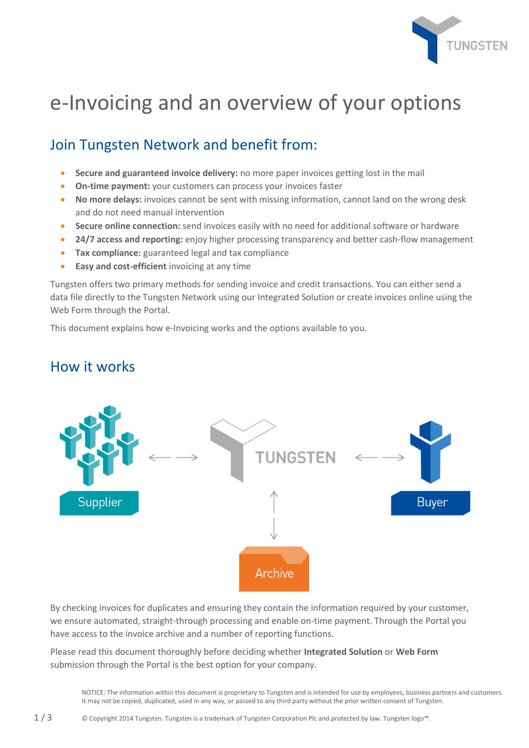# e-Invoicing and an overview of your options

## Join Tungsten Network and benefit from:

- **Secure and guaranteed invoice delivery:** no more paper invoices getting lost in the mail
- **On-time payment:** your customers can process your invoices faster
- **No more delays:** invoices cannot be sent with missing information, cannot land on the wrong desk and do not need manual intervention
- **Secure online connection:** send invoices easily with no need for additional software or hardware
- **24/7 access and reporting:** enjoy higher processing transparency and better cash-flow management
- **Tax compliance:** guaranteed legal and tax compliance
- **Easy and cost-efficient** invoicing at any time

Tungsten offers two primary methods for sending invoice and credit transactions. You can either send a data file directly to the Tungsten Network using our Integrated Solution or create invoices online using the Web Form through the Portal.

This document explains how e-Invoicing works and the options available to you.

## How it works

Supplier ←→ TUNGSTEN ←→ Buyer

TUNGSTEN ↕ Archive

By checking invoices for duplicates and ensuring they contain the information required by your customer, we ensure automated, straight-through processing and enable on-time payment. Through the Portal you have access to the invoice archive and a number of reporting functions.

Please read this document thoroughly before deciding whether **Integrated Solution** or **Web Form** submission through the Portal is the best option for your company.

NOTICE: The information within this document is proprietary to Tungsten and is intended for use by employees, business partners and customers. It may not be copied, duplicated, used in any way, or passed to any third party without the prior written consent of Tungsten.

© Copyright 2014 Tungsten. Tungsten is a trademark of Tungsten Corporation Plc and protected by law. Tungsten logo™.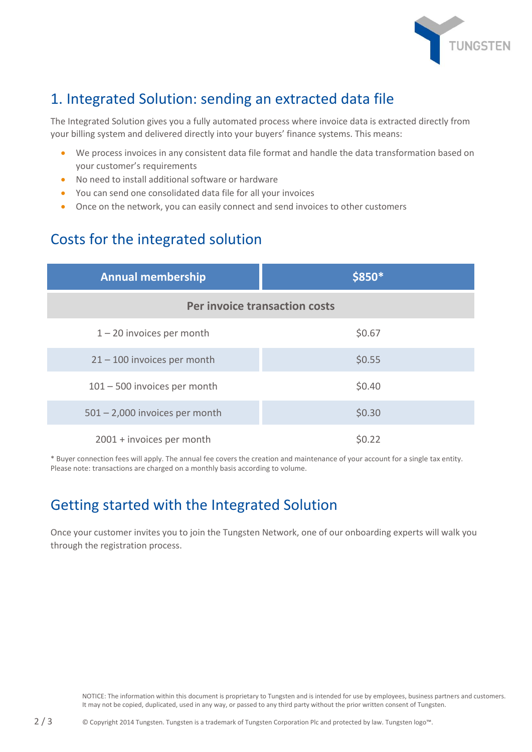## 1. Integrated Solution: sending an extracted data file

The Integrated Solution gives you a fully automated process where invoice data is extracted directly from your billing system and delivered directly into your buyers' finance systems. This means:

- We process invoices in any consistent data file format and handle the data transformation based on your customer's requirements
- No need to install additional software or hardware
- You can send one consolidated data file for all your invoices
- Once on the network, you can easily connect and send invoices to other customers

## Costs for the integrated solution

| Annual membership | $850* |
| --- | --- |
| **Per invoice transaction costs** | |
| 1 – 20 invoices per month | $0.67 |
| 21 – 100 invoices per month | $0.55 |
| 101 – 500 invoices per month | $0.40 |
| 501 – 2,000 invoices per month | $0.30 |
| 2001 + invoices per month | $0.22 |

* Buyer connection fees will apply. The annual fee covers the creation and maintenance of your account for a single tax entity.
Please note: transactions are charged on a monthly basis according to volume.

## Getting started with the Integrated Solution

Once your customer invites you to join the Tungsten Network, one of our onboarding experts will walk you through the registration process.

NOTICE: The information within this document is proprietary to Tungsten and is intended for use by employees, business partners and customers. It may not be copied, duplicated, used in any way, or passed to any third party without the prior written consent of Tungsten.

© Copyright 2014 Tungsten. Tungsten is a trademark of Tungsten Corporation Plc and protected by law. Tungsten logo™.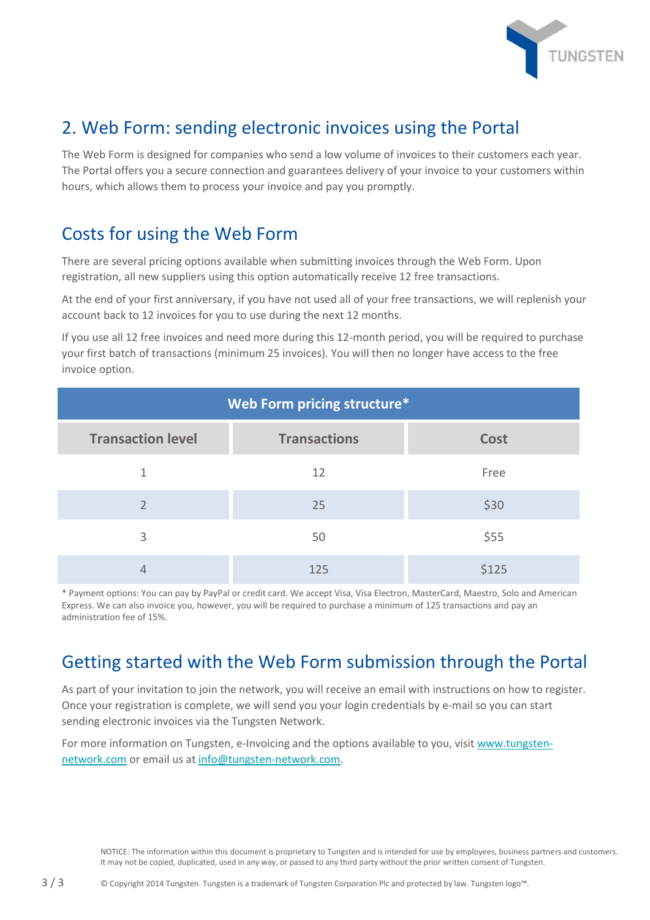## 2. Web Form: sending electronic invoices using the Portal

The Web Form is designed for companies who send a low volume of invoices to their customers each year. The Portal offers you a secure connection and guarantees delivery of your invoice to your customers within hours, which allows them to process your invoice and pay you promptly.

## Costs for using the Web Form

There are several pricing options available when submitting invoices through the Web Form. Upon registration, all new suppliers using this option automatically receive 12 free transactions.

At the end of your first anniversary, if you have not used all of your free transactions, we will replenish your account back to 12 invoices for you to use during the next 12 months.

If you use all 12 free invoices and need more during this 12-month period, you will be required to purchase your first batch of transactions (minimum 25 invoices). You will then no longer have access to the free invoice option.

| Web Form pricing structure* | | |
|---|---|---|
| **Transaction level** | **Transactions** | **Cost** |
| 1 | 12 | Free |
| 2 | 25 | $30 |
| 3 | 50 | $55 |
| 4 | 125 | $125 |

* Payment options: You can pay by PayPal or credit card. We accept Visa, Visa Electron, MasterCard, Maestro, Solo and American Express. We can also invoice you, however, you will be required to purchase a minimum of 125 transactions and pay an administration fee of 15%.

## Getting started with the Web Form submission through the Portal

As part of your invitation to join the network, you will receive an email with instructions on how to register. Once your registration is complete, we will send you your login credentials by e-mail so you can start sending electronic invoices via the Tungsten Network.

For more information on Tungsten, e-Invoicing and the options available to you, visit www.tungsten-network.com or email us at info@tungsten-network.com.

NOTICE: The information within this document is proprietary to Tungsten and is intended for use by employees, business partners and customers. It may not be copied, duplicated, used in any way, or passed to any third party without the prior written consent of Tungsten.

© Copyright 2014 Tungsten. Tungsten is a trademark of Tungsten Corporation Plc and protected by law. Tungsten logo™.